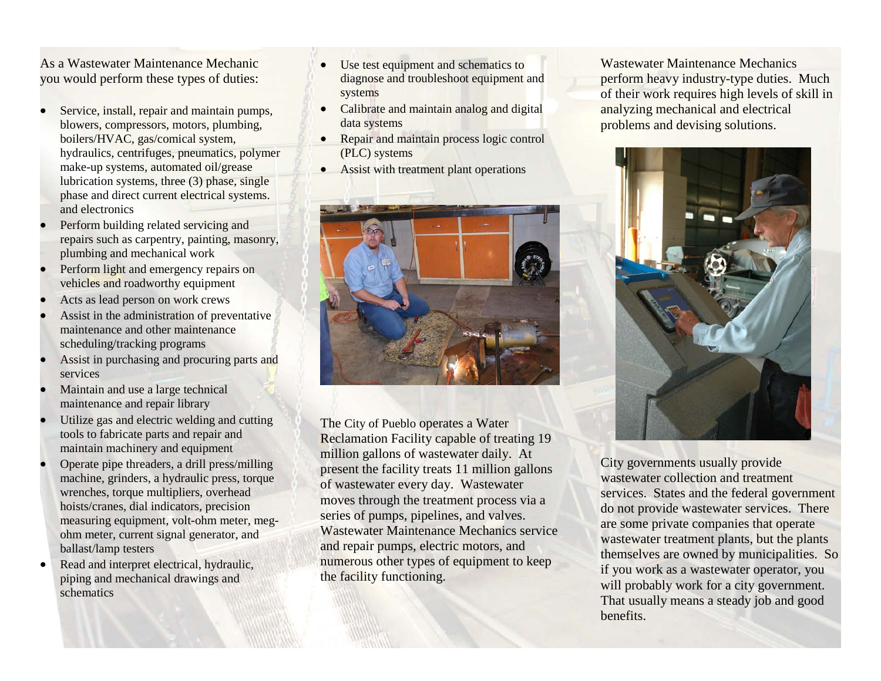As a Wastewater Maintenance Mechanic you would perform these types of duties:

- Service, install, repair and maintain pumps, blowers, compressors, motors, plumbing, boilers/HVAC, gas/comical system, hydraulics, centrifuges, pneumatics, polymer make-up systems, automated oil/grease lubrication systems, three (3) phase, single phase and direct current electrical systems. and electronics
- Perform building related servicing and repairs such as carpentry, painting, masonry, plumbing and mechanical work
- Perform light and emergency repairs on vehicles and roadworthy equipment
- Acts as lead person on work crews
- Assist in the administration of preventative maintenance and other maintenance scheduling/tracking programs
- Assist in purchasing and procuring parts and services
- Maintain and use a large technical maintenance and repair library
- Utilize gas and electric welding and cutting tools to fabricate parts and repair and maintain machinery and equipment
- Operate pipe threaders, a drill press/milling machine, grinders, a hydraulic press, torque wrenches, torque multipliers, overhead hoists/cranes, dial indicators, precision measuring equipment, volt-ohm meter, meg-ohm meter, current signal generator, and ballast/lamp testers
- Read and interpret electrical, hydraulic, piping and mechanical drawings and schematics
- Use test equipment and schematics to diagnose and troubleshoot equipment and systems
- Calibrate and maintain analog and digital data systems
- Repair and maintain process logic control (PLC) systems
- Assist with treatment plant operations

The City of Pueblo operates a Water Reclamation Facility capable of treating 19 million gallons of wastewater daily. At present the facility treats 11 million gallons of wastewater every day. Wastewater moves through the treatment process via a series of pumps, pipelines, and valves. Wastewater Maintenance Mechanics service and repair pumps, electric motors, and numerous other types of equipment to keep the facility functioning.

Wastewater Maintenance Mechanics perform heavy industry-type duties. Much of their work requires high levels of skill in analyzing mechanical and electrical problems and devising solutions.

City governments usually provide wastewater collection and treatment services. States and the federal government do not provide wastewater services. There are some private companies that operate wastewater treatment plants, but the plants themselves are owned by municipalities. So if you work as a wastewater operator, you will probably work for a city government. That usually means a steady job and good benefits.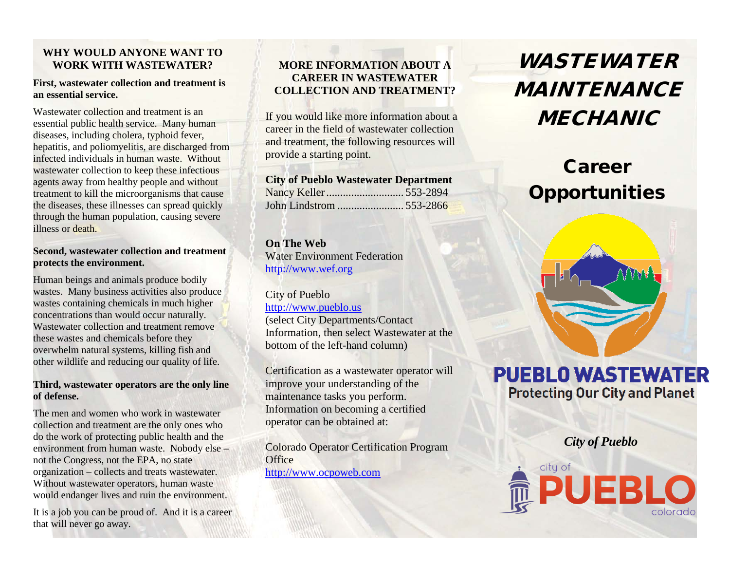## WHY WOULD ANYONE WANT TO WORK WITH WASTEWATER?

**First, wastewater collection and treatment is an essential service.**

Wastewater collection and treatment is an essential public health service. Many human diseases, including cholera, typhoid fever, hepatitis, and poliomyelitis, are discharged from infected individuals in human waste. Without wastewater collection to keep these infectious agents away from healthy people and without treatment to kill the microorganisms that cause the diseases, these illnesses can spread quickly through the human population, causing severe illness or death.

**Second, wastewater collection and treatment protects the environment.**

Human beings and animals produce bodily wastes. Many business activities also produce wastes containing chemicals in much higher concentrations than would occur naturally. Wastewater collection and treatment remove these wastes and chemicals before they overwhelm natural systems, killing fish and other wildlife and reducing our quality of life.

**Third, wastewater operators are the only line of defense.**

The men and women who work in wastewater collection and treatment are the only ones who do the work of protecting public health and the environment from human waste. Nobody else – not the Congress, not the EPA, no state organization – collects and treats wastewater. Without wastewater operators, human waste would endanger lives and ruin the environment.

It is a job you can be proud of. And it is a career that will never go away.

## MORE INFORMATION ABOUT A CAREER IN WASTEWATER COLLECTION AND TREATMENT?

If you would like more information about a career in the field of wastewater collection and treatment, the following resources will provide a starting point.

**City of Pueblo Wastewater Department**
Nancy Keller ............................ 553-2894
John Lindstrom ........................ 553-2866

**On The Web**
Water Environment Federation
http://www.wef.org

City of Pueblo
http://www.pueblo.us
(select City Departments/Contact Information, then select Wastewater at the bottom of the left-hand column)

Certification as a wastewater operator will improve your understanding of the maintenance tasks you perform. Information on becoming a certified operator can be obtained at:

Colorado Operator Certification Program Office
http://www.ocpoweb.com

# WASTEWATER MAINTENANCE MECHANIC

## Career Opportunities

**PUEBLO WASTEWATER**
Protecting Our City and Planet

***City of Pueblo***

city of PUEBLO colorado